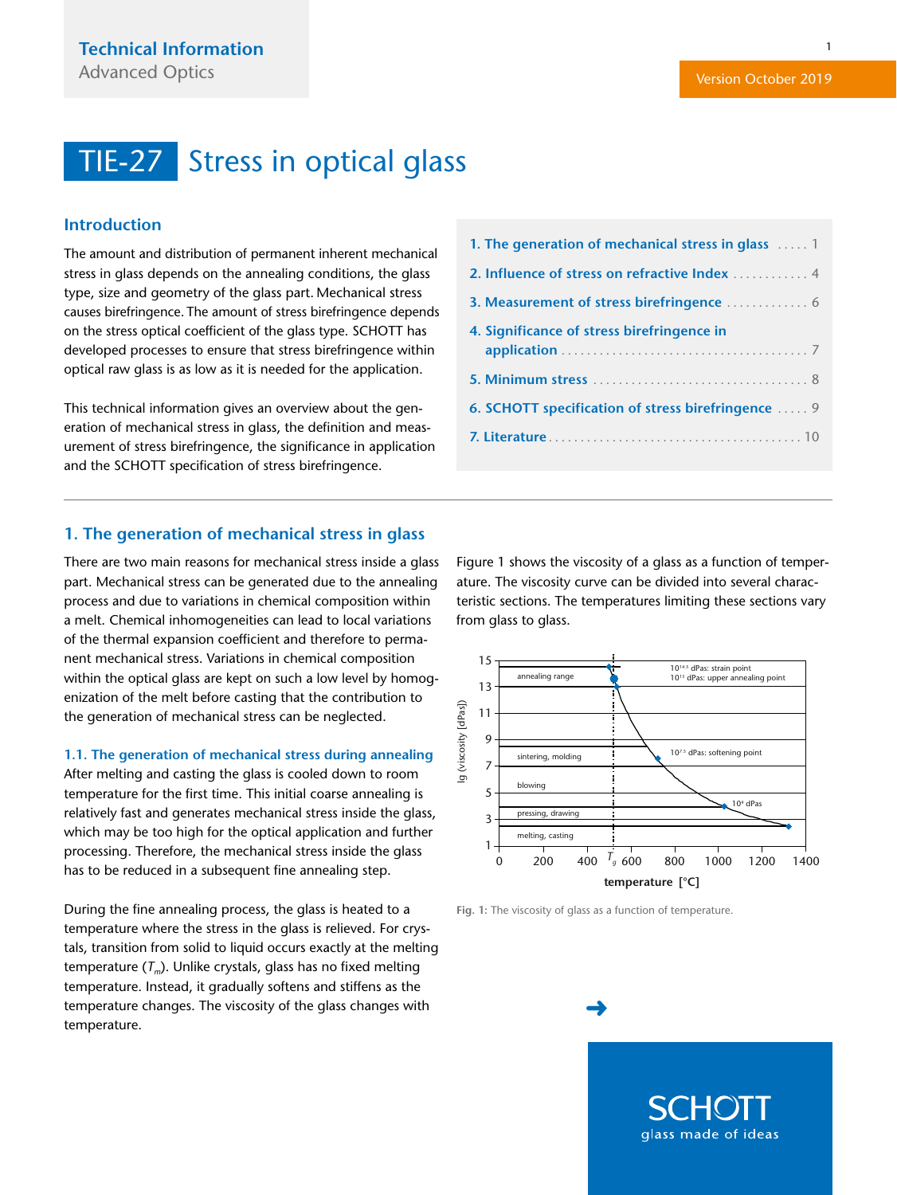**Technical Information**
Advanced Optics

Version October 2019

# TIE-27 Stress in optical glass

## Introduction

The amount and distribution of permanent inherent mechanical stress in glass depends on the annealing conditions, the glass type, size and geometry of the glass part. Mechanical stress causes birefringence. The amount of stress birefringence depends on the stress optical coefficient of the glass type. SCHOTT has developed processes to ensure that stress birefringence within optical raw glass is as low as it is needed for the application.

This technical information gives an overview about the generation of mechanical stress in glass, the definition and measurement of stress birefringence, the significance in application and the SCHOTT specification of stress birefringence.

1. The generation of mechanical stress in glass ..... 1
2. Influence of stress on refractive Index ............ 4
3. Measurement of stress birefringence ............. 6
4. Significance of stress birefringence in application ........................................ 7
5. Minimum stress .................................. 8
6. SCHOTT specification of stress birefringence ..... 9
7. Literature ....................................... 10

## 1. The generation of mechanical stress in glass

There are two main reasons for mechanical stress inside a glass part. Mechanical stress can be generated due to the annealing process and due to variations in chemical composition within a melt. Chemical inhomogeneities can lead to local variations of the thermal expansion coefficient and therefore to permanent mechanical stress. Variations in chemical composition within the optical glass are kept on such a low level by homogenization of the melt before casting that the contribution to the generation of mechanical stress can be neglected.

### 1.1. The generation of mechanical stress during annealing

After melting and casting the glass is cooled down to room temperature for the first time. This initial coarse annealing is relatively fast and generates mechanical stress inside the glass, which may be too high for the optical application and further processing. Therefore, the mechanical stress inside the glass has to be reduced in a subsequent fine annealing step.

During the fine annealing process, the glass is heated to a temperature where the stress in the glass is relieved. For crystals, transition from solid to liquid occurs exactly at the melting temperature ($T_m$). Unlike crystals, glass has no fixed melting temperature. Instead, it gradually softens and stiffens as the temperature changes. The viscosity of the glass changes with temperature.

Figure 1 shows the viscosity of a glass as a function of temperature. The viscosity curve can be divided into several characteristic sections. The temperatures limiting these sections vary from glass to glass.

**Fig. 1:** The viscosity of glass as a function of temperature.

SCHOTT
glass made of ideas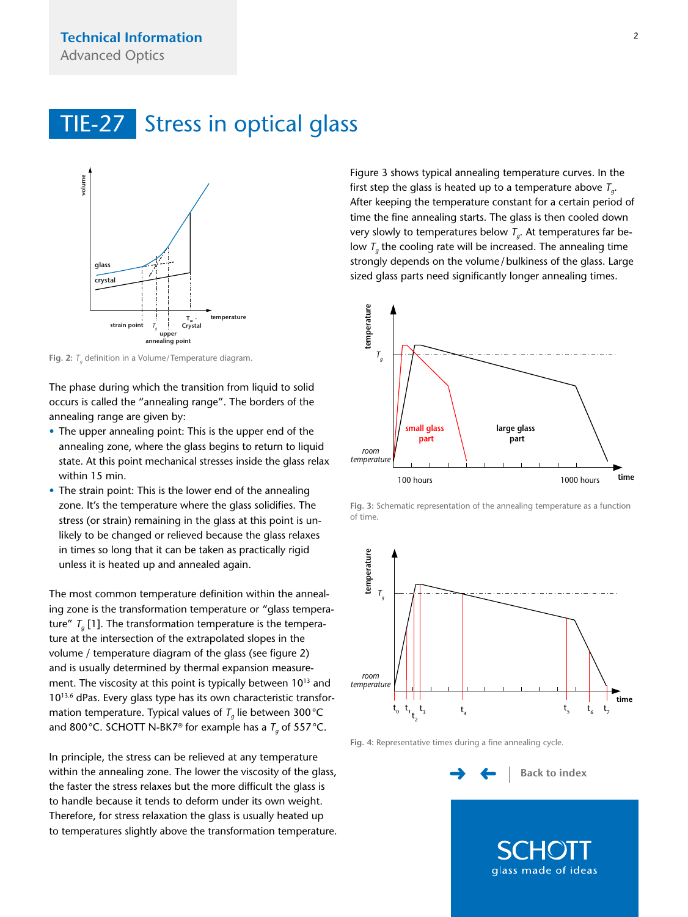# TIE-27 Stress in optical glass

Fig. 2: $T_g$ definition in a Volume/Temperature diagram.

The phase during which the transition from liquid to solid occurs is called the "annealing range". The borders of the annealing range are given by:

- The upper annealing point: This is the upper end of the annealing zone, where the glass begins to return to liquid state. At this point mechanical stresses inside the glass relax within 15 min.
- The strain point: This is the lower end of the annealing zone. It's the temperature where the glass solidifies. The stress (or strain) remaining in the glass at this point is unlikely to be changed or relieved because the glass relaxes in times so long that it can be taken as practically rigid unless it is heated up and annealed again.

The most common temperature definition within the annealing zone is the transformation temperature or "glass temperature" $T_g$ [1]. The transformation temperature is the temperature at the intersection of the extrapolated slopes in the volume / temperature diagram of the glass (see figure 2) and is usually determined by thermal expansion measurement. The viscosity at this point is typically between $10^{13}$ and $10^{13.6}$ dPas. Every glass type has its own characteristic transformation temperature. Typical values of $T_g$ lie between 300 °C and 800 °C. SCHOTT N-BK7® for example has a $T_g$ of 557 °C.

In principle, the stress can be relieved at any temperature within the annealing zone. The lower the viscosity of the glass, the faster the stress relaxes but the more difficult the glass is to handle because it tends to deform under its own weight. Therefore, for stress relaxation the glass is usually heated up to temperatures slightly above the transformation temperature.

Figure 3 shows typical annealing temperature curves. In the first step the glass is heated up to a temperature above $T_g$. After keeping the temperature constant for a certain period of time the fine annealing starts. The glass is then cooled down very slowly to temperatures below $T_g$. At temperatures far below $T_g$ the cooling rate will be increased. The annealing time strongly depends on the volume/bulkiness of the glass. Large sized glass parts need significantly longer annealing times.

Fig. 3: Schematic representation of the annealing temperature as a function of time.

Fig. 4: Representative times during a fine annealing cycle.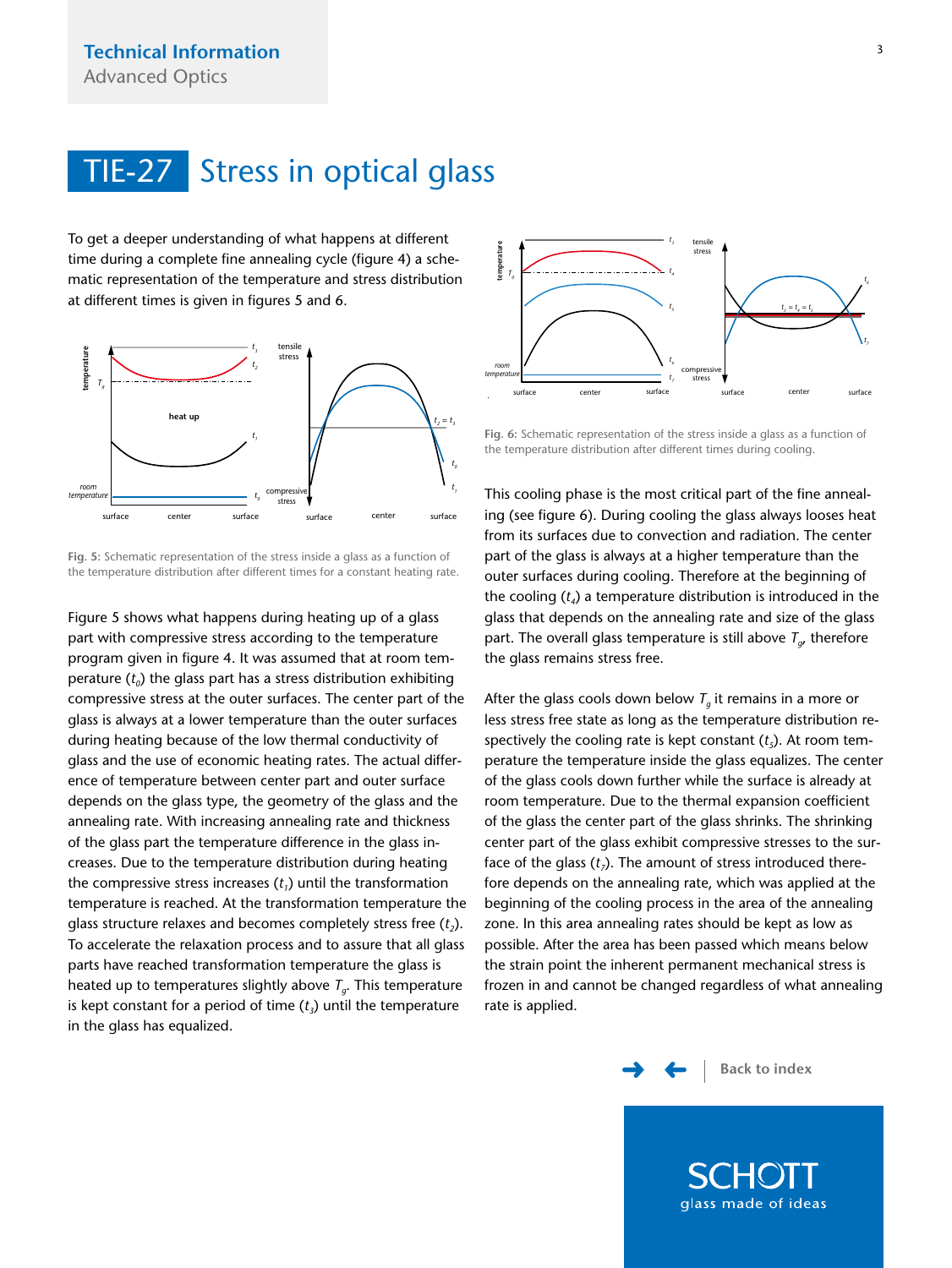# TIE-27 Stress in optical glass

To get a deeper understanding of what happens at different time during a complete fine annealing cycle (figure 4) a schematic representation of the temperature and stress distribution at different times is given in figures 5 and 6.

**Fig. 5:** Schematic representation of the stress inside a glass as a function of the temperature distribution after different times for a constant heating rate.

Figure 5 shows what happens during heating up of a glass part with compressive stress according to the temperature program given in figure 4. It was assumed that at room temperature ($t_0$) the glass part has a stress distribution exhibiting compressive stress at the outer surfaces. The center part of the glass is always at a lower temperature than the outer surfaces during heating because of the low thermal conductivity of glass and the use of economic heating rates. The actual difference of temperature between center part and outer surface depends on the glass type, the geometry of the glass and the annealing rate. With increasing annealing rate and thickness of the glass part the temperature difference in the glass increases. Due to the temperature distribution during heating the compressive stress increases ($t_1$) until the transformation temperature is reached. At the transformation temperature the glass structure relaxes and becomes completely stress free ($t_2$). To accelerate the relaxation process and to assure that all glass parts have reached transformation temperature the glass is heated up to temperatures slightly above $T_g$. This temperature is kept constant for a period of time ($t_3$) until the temperature in the glass has equalized.

**Fig. 6:** Schematic representation of the stress inside a glass as a function of the temperature distribution after different times during cooling.

This cooling phase is the most critical part of the fine annealing (see figure 6). During cooling the glass always looses heat from its surfaces due to convection and radiation. The center part of the glass is always at a higher temperature than the outer surfaces during cooling. Therefore at the beginning of the cooling ($t_4$) a temperature distribution is introduced in the glass that depends on the annealing rate and size of the glass part. The overall glass temperature is still above $T_g$, therefore the glass remains stress free.

After the glass cools down below $T_g$ it remains in a more or less stress free state as long as the temperature distribution respectively the cooling rate is kept constant ($t_5$). At room temperature the temperature inside the glass equalizes. The center of the glass cools down further while the surface is already at room temperature. Due to the thermal expansion coefficient of the glass the center part of the glass shrinks. The shrinking center part of the glass exhibit compressive stresses to the surface of the glass ($t_7$). The amount of stress introduced therefore depends on the annealing rate, which was applied at the beginning of the cooling process in the area of the annealing zone. In this area annealing rates should be kept as low as possible. After the area has been passed which means below the strain point the inherent permanent mechanical stress is frozen in and cannot be changed regardless of what annealing rate is applied.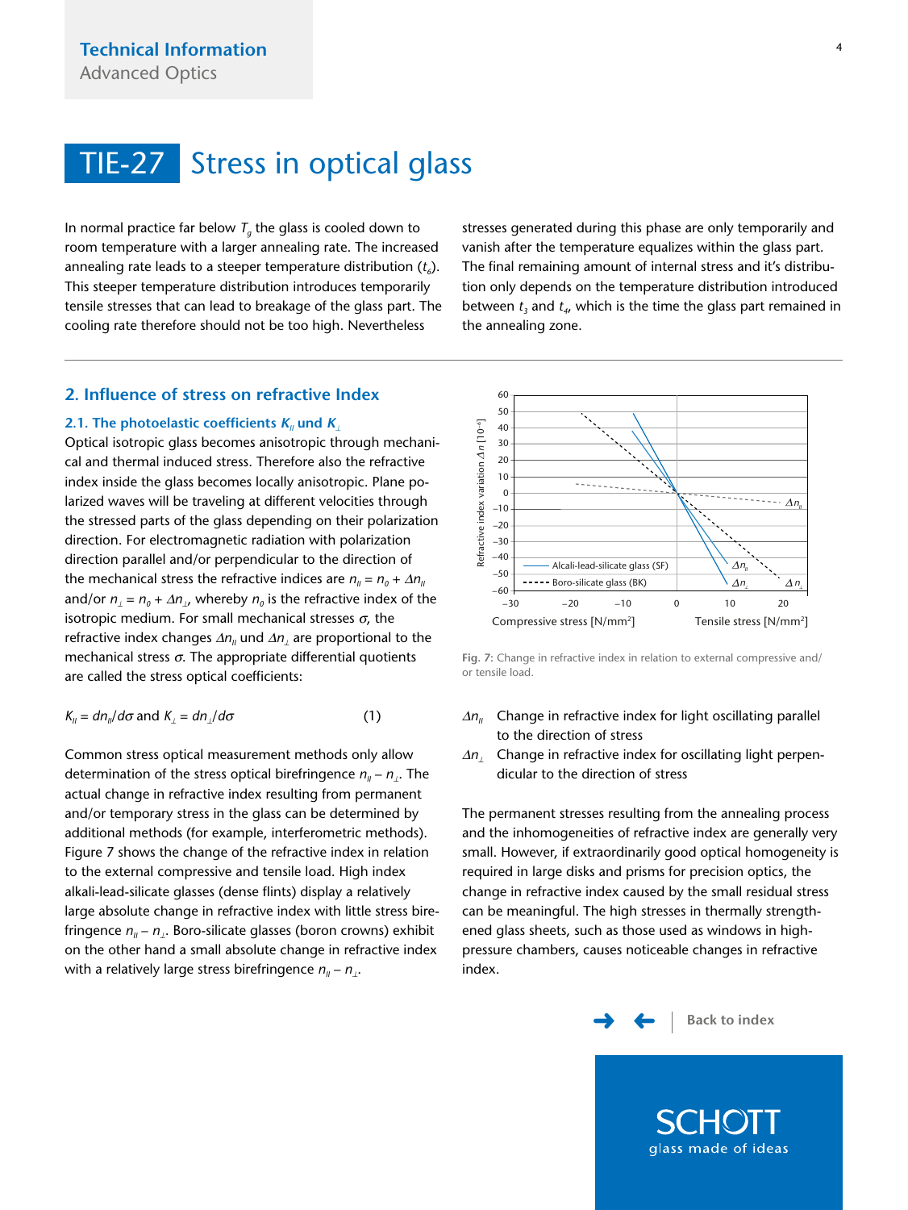In normal practice far below $T_g$ the glass is cooled down to room temperature with a larger annealing rate. The increased annealing rate leads to a steeper temperature distribution ($t_6$). This steeper temperature distribution introduces temporarily tensile stresses that can lead to breakage of the glass part. The cooling rate therefore should not be too high. Nevertheless stresses generated during this phase are only temporarily and vanish after the temperature equalizes within the glass part. The final remaining amount of internal stress and it's distribution only depends on the temperature distribution introduced between $t_3$ and $t_4$, which is the time the glass part remained in the annealing zone.

## 2. Influence of stress on refractive Index

### 2.1. The photoelastic coefficients $K_{//}$ und $K_{\perp}$

Optical isotropic glass becomes anisotropic through mechanical and thermal induced stress. Therefore also the refractive index inside the glass becomes locally anisotropic. Plane polarized waves will be traveling at different velocities through the stressed parts of the glass depending on their polarization direction. For electromagnetic radiation with polarization direction parallel and/or perpendicular to the direction of the mechanical stress the refractive indices are $n_{//} = n_0 + \Delta n_{//}$ and/or $n_{\perp} = n_0 + \Delta n_{\perp}$, whereby $n_0$ is the refractive index of the isotropic medium. For small mechanical stresses $\sigma$, the refractive index changes $\Delta n_{//}$ und $\Delta n_{\perp}$ are proportional to the mechanical stress $\sigma$. The appropriate differential quotients are called the stress optical coefficients:

$$K_{//} = dn_{//}/d\sigma \text{ and } K_{\perp} = dn_{\perp}/d\sigma \qquad (1)$$

Common stress optical measurement methods only allow determination of the stress optical birefringence $n_{//} - n_{\perp}$. The actual change in refractive index resulting from permanent and/or temporary stress in the glass can be determined by additional methods (for example, interferometric methods). Figure 7 shows the change of the refractive index in relation to the external compressive and tensile load. High index alkali-lead-silicate glasses (dense flints) display a relatively large absolute change in refractive index with little stress birefringence $n_{//} - n_{\perp}$. Boro-silicate glasses (boron crowns) exhibit on the other hand a small absolute change in refractive index with a relatively large stress birefringence $n_{//} - n_{\perp}$.

**Fig. 7:** Change in refractive index in relation to external compressive and/or tensile load.

- $\Delta n_{//}$ Change in refractive index for light oscillating parallel to the direction of stress
- $\Delta n_{\perp}$ Change in refractive index for oscillating light perpendicular to the direction of stress

The permanent stresses resulting from the annealing process and the inhomogeneities of refractive index are generally very small. However, if extraordinarily good optical homogeneity is required in large disks and prisms for precision optics, the change in refractive index caused by the small residual stress can be meaningful. The high stresses in thermally strengthened glass sheets, such as those used as windows in high-pressure chambers, causes noticeable changes in refractive index.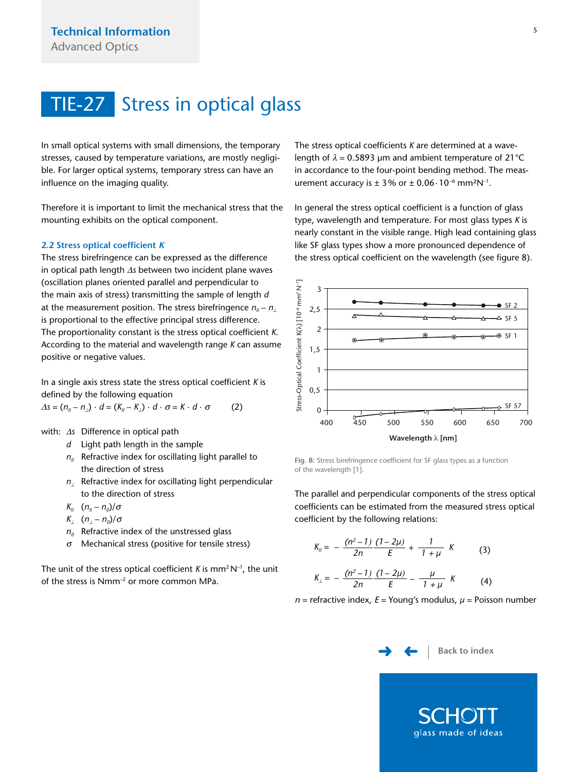# TIE-27 Stress in optical glass

In small optical systems with small dimensions, the temporary stresses, caused by temperature variations, are mostly negligible. For larger optical systems, temporary stress can have an influence on the imaging quality.

Therefore it is important to limit the mechanical stress that the mounting exhibits on the optical component.

### 2.2 Stress optical coefficient *K*

The stress birefringence can be expressed as the difference in optical path length $\Delta s$ between two incident plane waves (oscillation planes oriented parallel and perpendicular to the main axis of stress) transmitting the sample of length $d$ at the measurement position. The stress birefringence $n_{\parallel} - n_{\perp}$ is proportional to the effective principal stress difference. The proportionality constant is the stress optical coefficient $K$. According to the material and wavelength range $K$ can assume positive or negative values.

In a single axis stress state the stress optical coefficient $K$ is defined by the following equation

$$\Delta s = (n_{\parallel} - n_{\perp}) \cdot d = (K_{\parallel} - K_{\perp}) \cdot d \cdot \sigma = K \cdot d \cdot \sigma \qquad (2)$$

with:
- $\Delta s$ Difference in optical path
- $d$ Light path length in the sample
- $n_{\parallel}$ Refractive index for oscillating light parallel to the direction of stress
- $n_{\perp}$ Refractive index for oscillating light perpendicular to the direction of stress
- $K_{\parallel}$ $(n_{\parallel} - n_0)/\sigma$
- $K_{\perp}$ $(n_{\perp} - n_0)/\sigma$
- $n_0$ Refractive index of the unstressed glass
- $\sigma$ Mechanical stress (positive for tensile stress)

The unit of the stress optical coefficient $K$ is $mm^2 N^{-1}$, the unit of the stress is $Nmm^{-2}$ or more common MPa.

The stress optical coefficients $K$ are determined at a wavelength of $\lambda = 0.5893$ µm and ambient temperature of 21 °C in accordance to the four-point bending method. The measurement accuracy is ± 3 % or $\pm 0.06 \cdot 10^{-6}$ $mm^2N^{-1}$.

In general the stress optical coefficient is a function of glass type, wavelength and temperature. For most glass types $K$ is nearly constant in the visible range. High lead containing glass like SF glass types show a more pronounced dependence of the stress optical coefficient on the wavelength (see figure 8).

**Fig. 8:** Stress birefringence coefficient for SF glass types as a function of the wavelength [1].

The parallel and perpendicular components of the stress optical coefficients can be estimated from the measured stress optical coefficient by the following relations:

$$K_{\parallel} = -\frac{(n^2-1)}{2n}\frac{(1-2\mu)}{E} + \frac{1}{1+\mu}K \qquad (3)$$

$$K_{\perp} = -\frac{(n^2-1)}{2n}\frac{(1-2\mu)}{E} - \frac{\mu}{1+\mu}K \qquad (4)$$

$n$ = refractive index, $E$ = Young's modulus, $\mu$ = Poisson number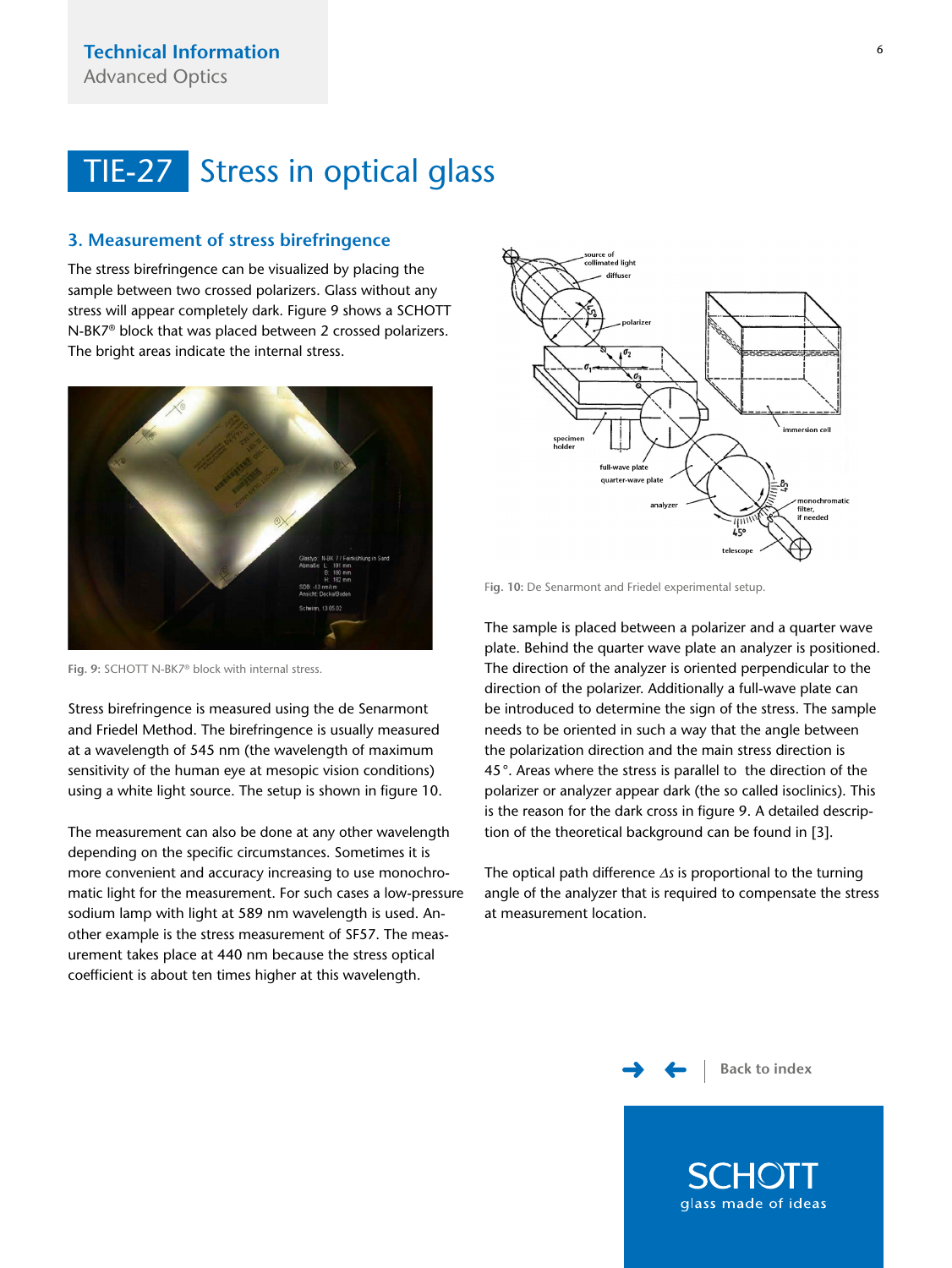# TIE-27 Stress in optical glass

## 3. Measurement of stress birefringence

The stress birefringence can be visualized by placing the sample between two crossed polarizers. Glass without any stress will appear completely dark. Figure 9 shows a SCHOTT N-BK7® block that was placed between 2 crossed polarizers. The bright areas indicate the internal stress.

**Fig. 9:** SCHOTT N-BK7® block with internal stress.

Stress birefringence is measured using the de Senarmont and Friedel Method. The birefringence is usually measured at a wavelength of 545 nm (the wavelength of maximum sensitivity of the human eye at mesopic vision conditions) using a white light source. The setup is shown in figure 10.

The measurement can also be done at any other wavelength depending on the specific circumstances. Sometimes it is more convenient and accuracy increasing to use monochromatic light for the measurement. For such cases a low-pressure sodium lamp with light at 589 nm wavelength is used. Another example is the stress measurement of SF57. The measurement takes place at 440 nm because the stress optical coefficient is about ten times higher at this wavelength.

**Fig. 10:** De Senarmont and Friedel experimental setup.

The sample is placed between a polarizer and a quarter wave plate. Behind the quarter wave plate an analyzer is positioned. The direction of the analyzer is oriented perpendicular to the direction of the polarizer. Additionally a full-wave plate can be introduced to determine the sign of the stress. The sample needs to be oriented in such a way that the angle between the polarization direction and the main stress direction is 45°. Areas where the stress is parallel to the direction of the polarizer or analyzer appear dark (the so called isoclinics). This is the reason for the dark cross in figure 9. A detailed description of the theoretical background can be found in [3].

The optical path difference $\Delta s$ is proportional to the turning angle of the analyzer that is required to compensate the stress at measurement location.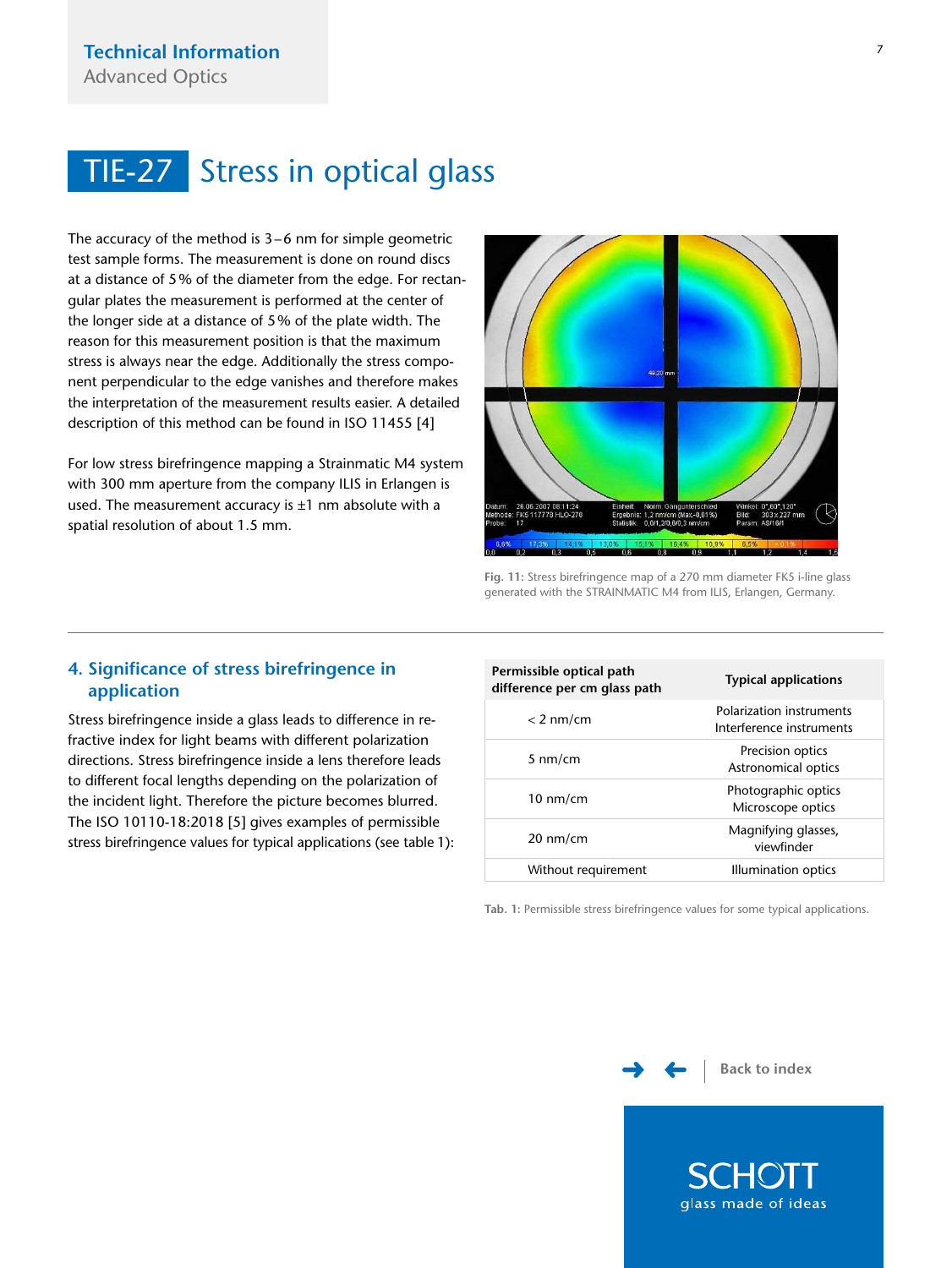# TIE-27 Stress in optical glass

The accuracy of the method is 3–6 nm for simple geometric test sample forms. The measurement is done on round discs at a distance of 5% of the diameter from the edge. For rectangular plates the measurement is performed at the center of the longer side at a distance of 5% of the plate width. The reason for this measurement position is that the maximum stress is always near the edge. Additionally the stress component perpendicular to the edge vanishes and therefore makes the interpretation of the measurement results easier. A detailed description of this method can be found in ISO 11455 [4]

For low stress birefringence mapping a Strainmatic M4 system with 300 mm aperture from the company ILIS in Erlangen is used. The measurement accuracy is ±1 nm absolute with a spatial resolution of about 1.5 mm.

**Fig. 11:** Stress birefringence map of a 270 mm diameter FK5 i-line glass generated with the STRAINMATIC M4 from ILIS, Erlangen, Germany.

## 4. Significance of stress birefringence in application

Stress birefringence inside a glass leads to difference in refractive index for light beams with different polarization directions. Stress birefringence inside a lens therefore leads to different focal lengths depending on the polarization of the incident light. Therefore the picture becomes blurred. The ISO 10110-18:2018 [5] gives examples of permissible stress birefringence values for typical applications (see table 1):

| Permissible optical path difference per cm glass path | Typical applications |
|---|---|
| < 2 nm/cm | Polarization instruments<br>Interference instruments |
| 5 nm/cm | Precision optics<br>Astronomical optics |
| 10 nm/cm | Photographic optics<br>Microscope optics |
| 20 nm/cm | Magnifying glasses, viewfinder |
| Without requirement | Illumination optics |

**Tab. 1:** Permissible stress birefringence values for some typical applications.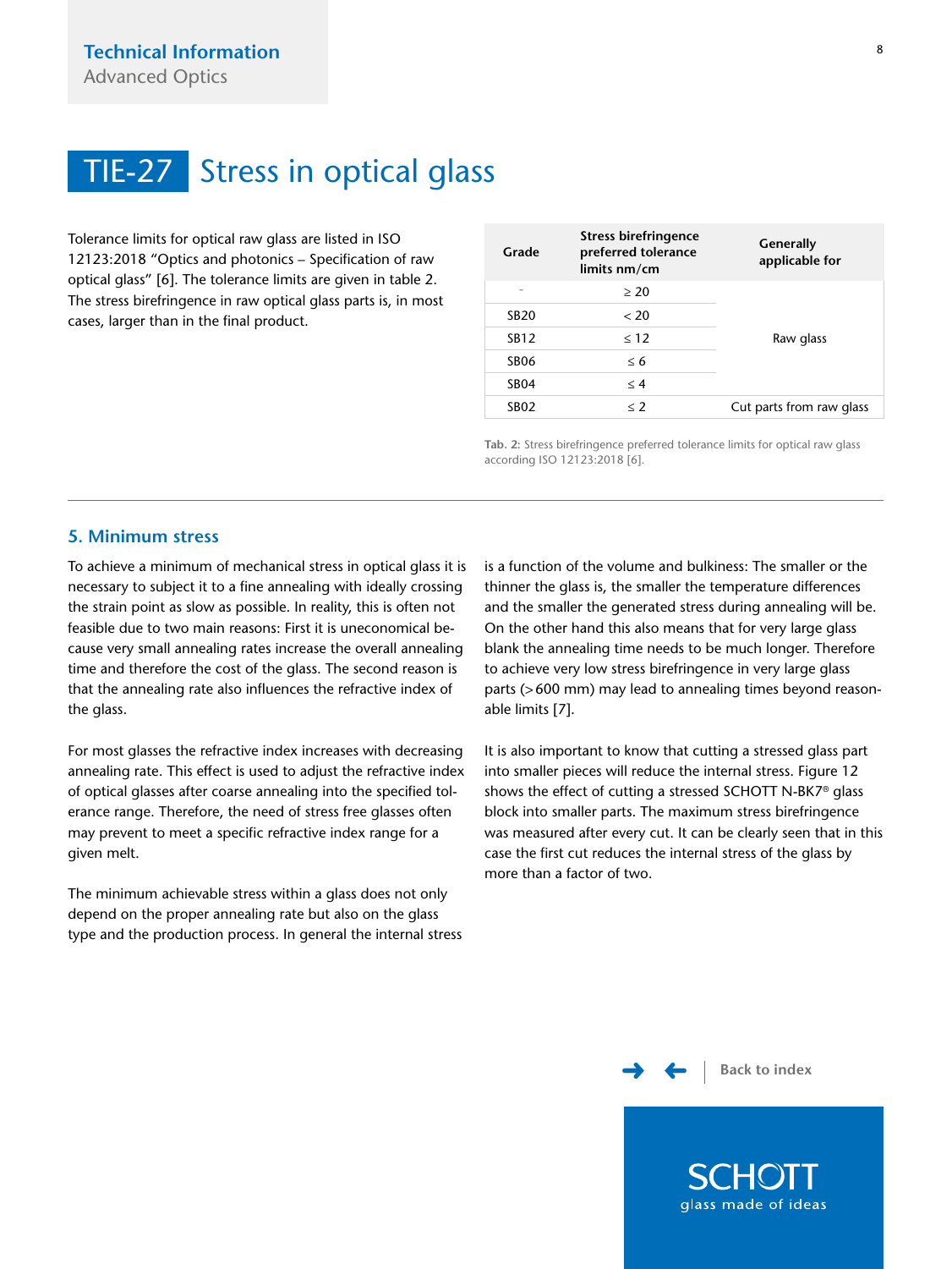# TIE-27 Stress in optical glass

Tolerance limits for optical raw glass are listed in ISO 12123:2018 "Optics and photonics – Specification of raw optical glass" [6]. The tolerance limits are given in table 2. The stress birefringence in raw optical glass parts is, in most cases, larger than in the final product.

| Grade | Stress birefringence preferred tolerance limits nm/cm | Generally applicable for |
|---|---|---|
| - | ≥ 20 | Raw glass |
| SB20 | < 20 | |
| SB12 | ≤ 12 | |
| SB06 | ≤ 6 | |
| SB04 | ≤ 4 | |
| SB02 | ≤ 2 | Cut parts from raw glass |

**Tab. 2:** Stress birefringence preferred tolerance limits for optical raw glass according ISO 12123:2018 [6].

## 5. Minimum stress

To achieve a minimum of mechanical stress in optical glass it is necessary to subject it to a fine annealing with ideally crossing the strain point as slow as possible. In reality, this is often not feasible due to two main reasons: First it is uneconomical because very small annealing rates increase the overall annealing time and therefore the cost of the glass. The second reason is that the annealing rate also influences the refractive index of the glass.

For most glasses the refractive index increases with decreasing annealing rate. This effect is used to adjust the refractive index of optical glasses after coarse annealing into the specified tolerance range. Therefore, the need of stress free glasses often may prevent to meet a specific refractive index range for a given melt.

The minimum achievable stress within a glass does not only depend on the proper annealing rate but also on the glass type and the production process. In general the internal stress is a function of the volume and bulkiness: The smaller or the thinner the glass is, the smaller the temperature differences and the smaller the generated stress during annealing will be. On the other hand this also means that for very large glass blank the annealing time needs to be much longer. Therefore to achieve very low stress birefringence in very large glass parts (>600 mm) may lead to annealing times beyond reasonable limits [7].

It is also important to know that cutting a stressed glass part into smaller pieces will reduce the internal stress. Figure 12 shows the effect of cutting a stressed SCHOTT N-BK7® glass block into smaller parts. The maximum stress birefringence was measured after every cut. It can be clearly seen that in this case the first cut reduces the internal stress of the glass by more than a factor of two.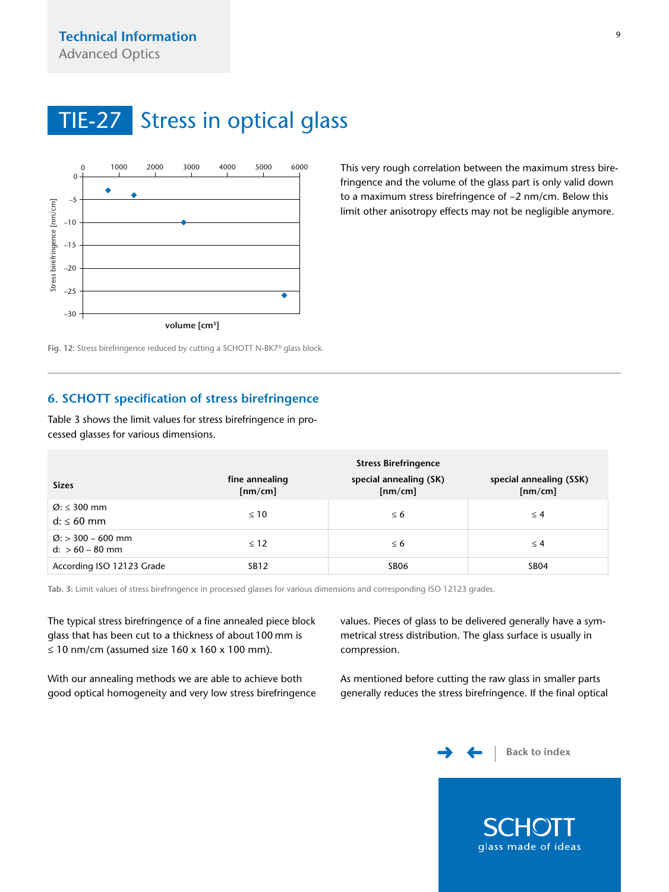# TIE-27 Stress in optical glass

Fig. 12: Stress birefringence reduced by cutting a SCHOTT N-BK7® glass block.

This very rough correlation between the maximum stress birefringence and the volume of the glass part is only valid down to a maximum stress birefringence of ~2 nm/cm. Below this limit other anisotropy effects may not be negligible anymore.

## 6. SCHOTT specification of stress birefringence

Table 3 shows the limit values for stress birefringence in processed glasses for various dimensions.

| Sizes | Stress Birefringence | | |
|---|---|---|---|
| | fine annealing [nm/cm] | special annealing (SK) [nm/cm] | special annealing (SSK) [nm/cm] |
| Ø: ≤ 300 mm<br>d: ≤ 60 mm | ≤ 10 | ≤ 6 | ≤ 4 |
| Ø: > 300 – 600 mm<br>d: > 60 – 80 mm | ≤ 12 | ≤ 6 | ≤ 4 |
| According ISO 12123 Grade | SB12 | SB06 | SB04 |

Tab. 3: Limit values of stress birefringence in processed glasses for various dimensions and corresponding ISO 12123 grades.

The typical stress birefringence of a fine annealed piece block glass that has been cut to a thickness of about 100 mm is ≤ 10 nm/cm (assumed size 160 x 160 x 100 mm).

With our annealing methods we are able to achieve both good optical homogeneity and very low stress birefringence values. Pieces of glass to be delivered generally have a symmetrical stress distribution. The glass surface is usually in compression.

As mentioned before cutting the raw glass in smaller parts generally reduces the stress birefringence. If the final optical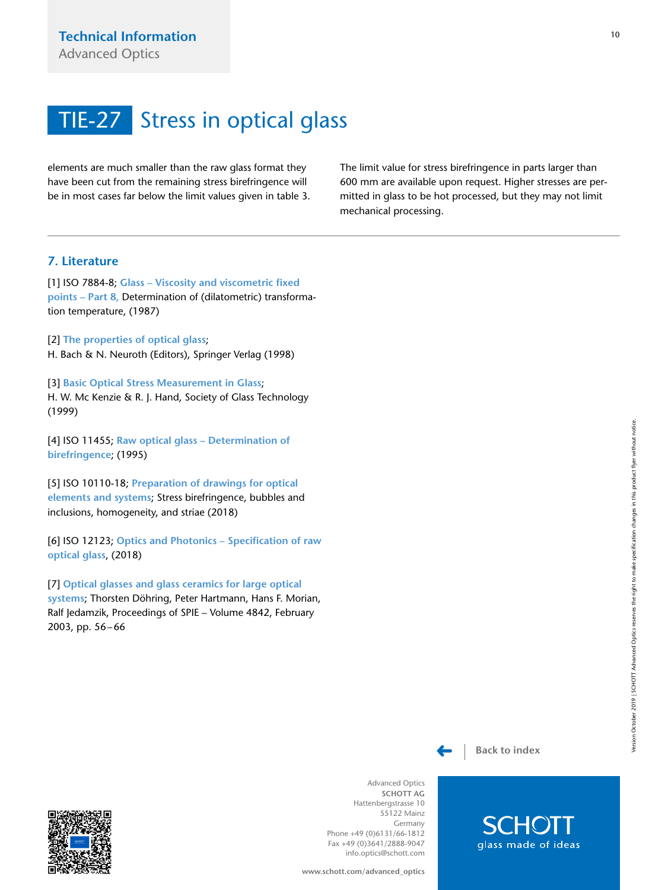elements are much smaller than the raw glass format they have been cut from the remaining stress birefringence will be in most cases far below the limit values given in table 3.

The limit value for stress birefringence in parts larger than 600 mm are available upon request. Higher stresses are permitted in glass to be hot processed, but they may not limit mechanical processing.

## 7. Literature

[1] ISO 7884-8; **Glass – Viscosity and viscometric fixed points – Part 8,** Determination of (dilatometric) transformation temperature, (1987)

[2] **The properties of optical glass**; H. Bach & N. Neuroth (Editors), Springer Verlag (1998)

[3] **Basic Optical Stress Measurement in Glass**; H. W. Mc Kenzie & R. J. Hand, Society of Glass Technology (1999)

[4] ISO 11455; **Raw optical glass – Determination of birefringence**; (1995)

[5] ISO 10110-18; **Preparation of drawings for optical elements and systems**; Stress birefringence, bubbles and inclusions, homogeneity, and striae (2018)

[6] ISO 12123; **Optics and Photonics – Specification of raw optical glass**, (2018)

[7] **Optical glasses and glass ceramics for large optical systems**; Thorsten Döhring, Peter Hartmann, Hans F. Morian, Ralf Jedamzik, Proceedings of SPIE – Volume 4842, February 2003, pp. 56–66

Back to index

Advanced Optics
**SCHOTT AG**
Hattenbergstrasse 10
55122 Mainz
Germany
Phone +49 (0)6131/66-1812
Fax +49 (0)3641/2888-9047
info.optics@schott.com

www.schott.com/advanced_optics

SCHOTT
glass made of ideas

Version October 2019 | SCHOTT Advanced Optics reserves the right to make specification changes in this product flyer without notice.